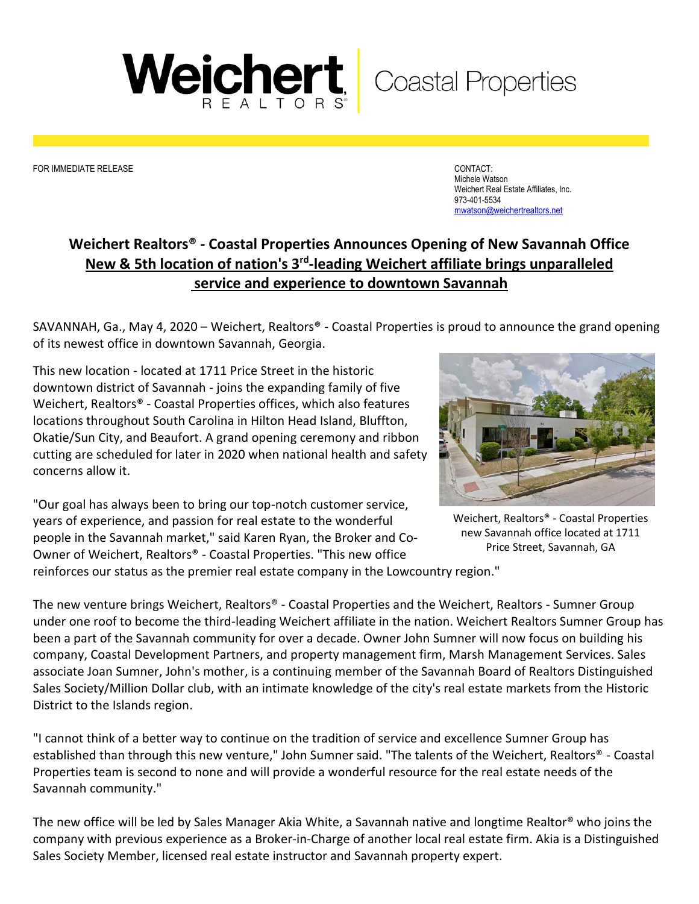Weichert REALTORS® | Coastal Properties

FOR IMMEDIATE RELEASE

CONTACT:
Michele Watson
Weichert Real Estate Affiliates, Inc.
973-401-5534
mwatson@weichertrealtors.net

# Weichert Realtors® - Coastal Properties Announces Opening of New Savannah Office

## New & 5th location of nation's 3rd-leading Weichert affiliate brings unparalleled service and experience to downtown Savannah

SAVANNAH, Ga., May 4, 2020 – Weichert, Realtors® - Coastal Properties is proud to announce the grand opening of its newest office in downtown Savannah, Georgia.

This new location - located at 1711 Price Street in the historic downtown district of Savannah - joins the expanding family of five Weichert, Realtors® - Coastal Properties offices, which also features locations throughout South Carolina in Hilton Head Island, Bluffton, Okatie/Sun City, and Beaufort. A grand opening ceremony and ribbon cutting are scheduled for later in 2020 when national health and safety concerns allow it.

Weichert, Realtors® - Coastal Properties new Savannah office located at 1711 Price Street, Savannah, GA

"Our goal has always been to bring our top-notch customer service, years of experience, and passion for real estate to the wonderful people in the Savannah market," said Karen Ryan, the Broker and Co-Owner of Weichert, Realtors® - Coastal Properties. "This new office reinforces our status as the premier real estate company in the Lowcountry region."

The new venture brings Weichert, Realtors® - Coastal Properties and the Weichert, Realtors - Sumner Group under one roof to become the third-leading Weichert affiliate in the nation. Weichert Realtors Sumner Group has been a part of the Savannah community for over a decade. Owner John Sumner will now focus on building his company, Coastal Development Partners, and property management firm, Marsh Management Services. Sales associate Joan Sumner, John's mother, is a continuing member of the Savannah Board of Realtors Distinguished Sales Society/Million Dollar club, with an intimate knowledge of the city's real estate markets from the Historic District to the Islands region.

"I cannot think of a better way to continue on the tradition of service and excellence Sumner Group has established than through this new venture," John Sumner said. "The talents of the Weichert, Realtors® - Coastal Properties team is second to none and will provide a wonderful resource for the real estate needs of the Savannah community."

The new office will be led by Sales Manager Akia White, a Savannah native and longtime Realtor® who joins the company with previous experience as a Broker-in-Charge of another local real estate firm. Akia is a Distinguished Sales Society Member, licensed real estate instructor and Savannah property expert.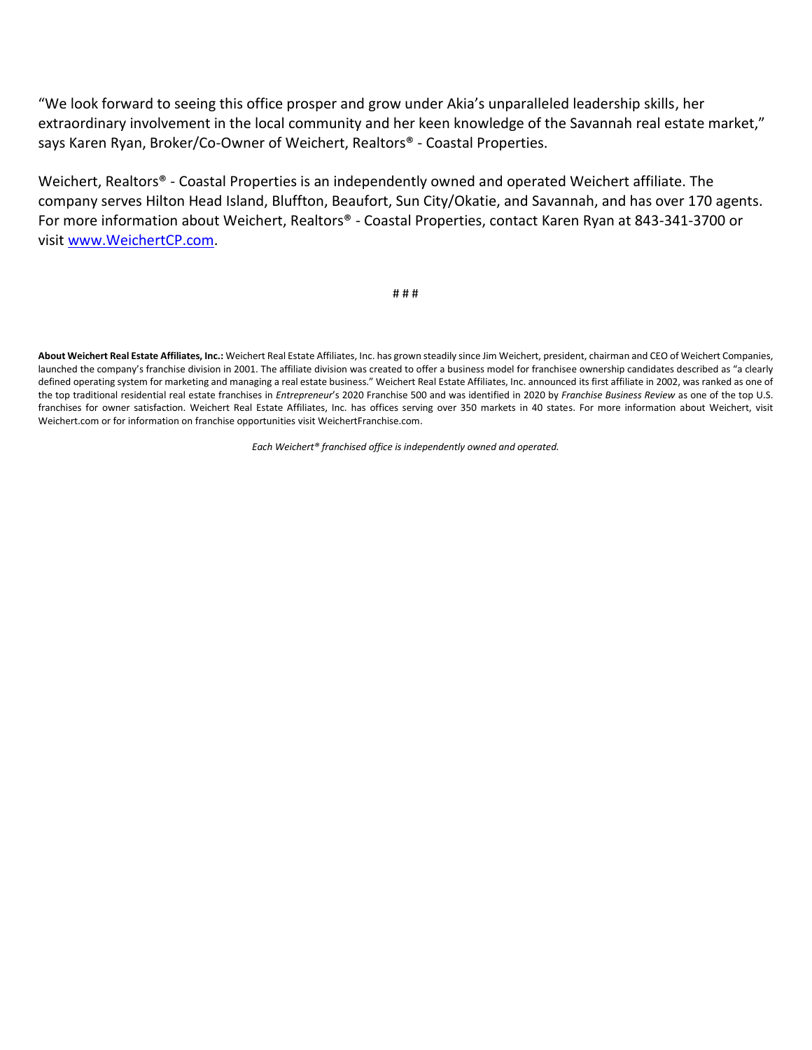"We look forward to seeing this office prosper and grow under Akia's unparalleled leadership skills, her extraordinary involvement in the local community and her keen knowledge of the Savannah real estate market," says Karen Ryan, Broker/Co-Owner of Weichert, Realtors® - Coastal Properties.

Weichert, Realtors® - Coastal Properties is an independently owned and operated Weichert affiliate. The company serves Hilton Head Island, Bluffton, Beaufort, Sun City/Okatie, and Savannah, and has over 170 agents. For more information about Weichert, Realtors® - Coastal Properties, contact Karen Ryan at 843-341-3700 or visit [www.WeichertCP.com](http://www.WeichertCP.com).

# # #

**About Weichert Real Estate Affiliates, Inc.:** Weichert Real Estate Affiliates, Inc. has grown steadily since Jim Weichert, president, chairman and CEO of Weichert Companies, launched the company's franchise division in 2001. The affiliate division was created to offer a business model for franchisee ownership candidates described as "a clearly defined operating system for marketing and managing a real estate business." Weichert Real Estate Affiliates, Inc. announced its first affiliate in 2002, was ranked as one of the top traditional residential real estate franchises in *Entrepreneur*'s 2020 Franchise 500 and was identified in 2020 by *Franchise Business Review* as one of the top U.S. franchises for owner satisfaction. Weichert Real Estate Affiliates, Inc. has offices serving over 350 markets in 40 states. For more information about Weichert, visit Weichert.com or for information on franchise opportunities visit WeichertFranchise.com.

*Each Weichert® franchised office is independently owned and operated.*